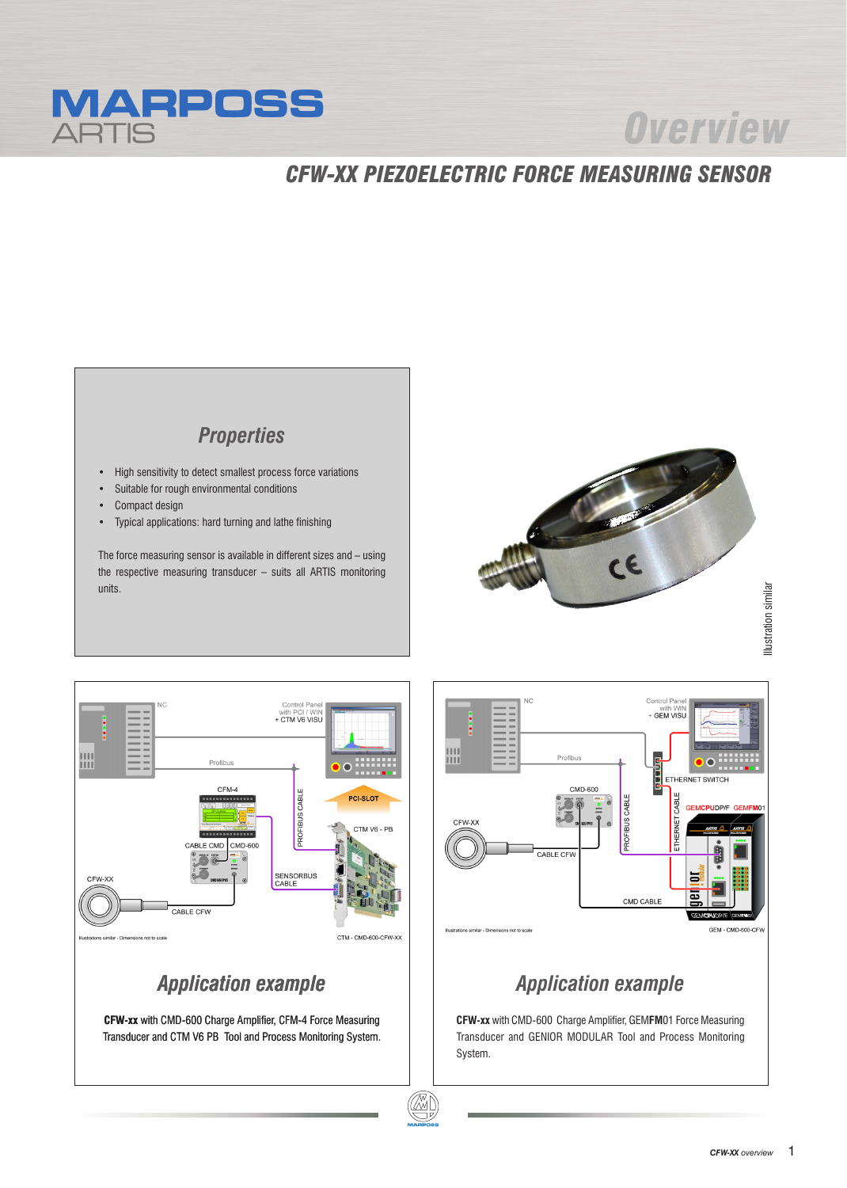MARPOSS ARTIS

# Overview

## CFW-XX PIEZOELECTRIC FORCE MEASURING SENSOR

### Properties

- High sensitivity to detect smallest process force variations
- Suitable for rough environmental conditions
- Compact design
- Typical applications: hard turning and lathe finishing

The force measuring sensor is available in different sizes and – using the respective measuring transducer – suits all ARTIS monitoring units.

Illustration similar

NC
Control Panel with PCI / WIN + CTM V6 VISU
Profibus
CFM-4
PCI-SLOT
PROFIBUS CABLE
CTM V6 - PB
CABLE CMD
CMD-600
CFW-XX
SENSORBUS CABLE
CABLE CFW
Illustrations similar - Dimensions not to scale
CTM - CMD-600-CFW-XX

### Application example

**CFW-xx** with CMD-600 Charge Amplifier, CFM-4 Force Measuring Transducer and CTM V6 PB Tool and Process Monitoring System.

NC
Control Panel with WIN + GEM VISU
Profibus
ETHERNET SWITCH
CMD-600
GEMCPUDP/F GEMFM01
CFW-XX
PROFIBUS CABLE
ETHERNET CABLE
CABLE CFW
CMD CABLE
Illustrations similar - Dimensions not to scale
GEM - CMD-600-CFW

### Application example

**CFW-xx** with CMD-600 Charge Amplifier, GEM**FM**01 Force Measuring Transducer and GENIOR MODULAR Tool and Process Monitoring System.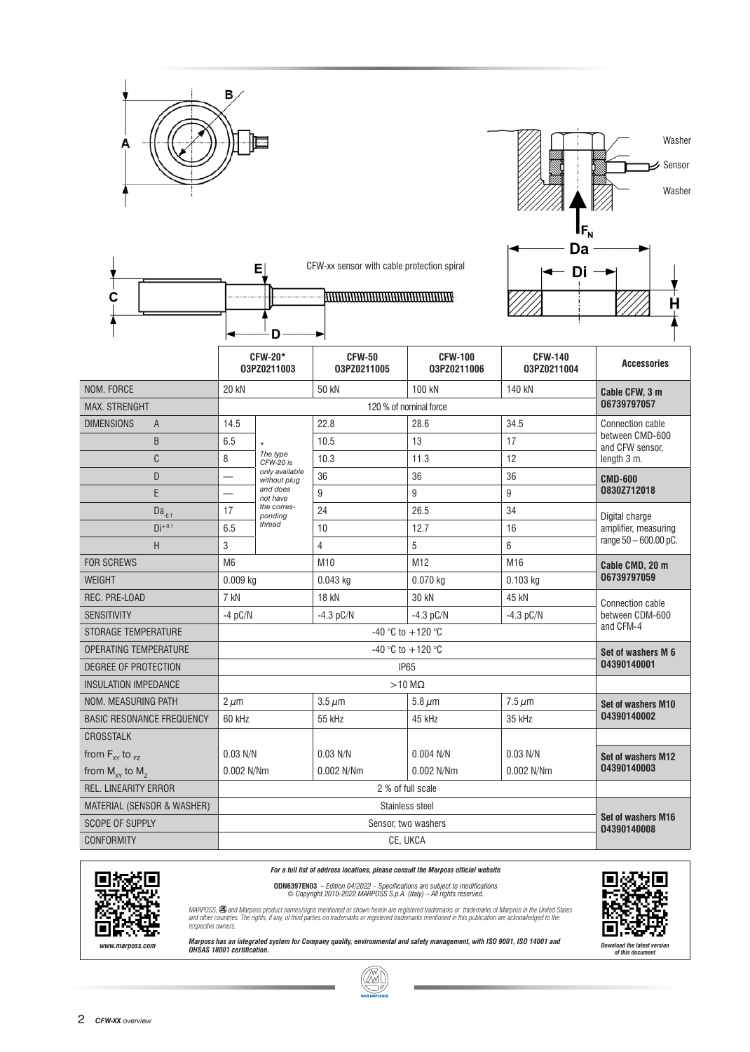B

A

Washer

Sensor

Washer

$F_N$

Da

Di

H

C

E

D

CFW-xx sensor with cable protection spiral

| | CFW-20* 03PZ0211003 | | CFW-50 03PZ0211005 | CFW-100 03PZ0211006 | CFW-140 03PZ0211004 | Accessories |
|---|---|---|---|---|---|---|
| NOM. FORCE | 20 kN | | 50 kN | 100 kN | 140 kN | **Cable CFW, 3 m 06739797057** |
| MAX. STRENGHT | 120 % of nominal force | | | | | |
| DIMENSIONS A | 14.5 | * The type CFW-20 is only available without plug and does not have the corresponding thread | 22.8 | 28.6 | 34.5 | Connection cable between CMD-600 and CFW sensor, length 3 m. |
| B | 6.5 | | 10.5 | 13 | 17 | |
| C | 8 | | 10.3 | 11.3 | 12 | |
| D | — | | 36 | 36 | 36 | **CMD-600 0830Z712018** |
| E | — | | 9 | 9 | 9 | |
| $Da_{-0.1}$ | 17 | | 24 | 26.5 | 34 | Digital charge amplifier, measuring range 50 – 600.00 pC. |
| $Di^{+0.1}$ | 6.5 | | 10 | 12.7 | 16 | |
| H | 3 | | 4 | 5 | 6 | |
| FOR SCREWS | M6 | | M10 | M12 | M16 | **Cable CMD, 20 m 06739797059** |
| WEIGHT | 0.009 kg | | 0.043 kg | 0.070 kg | 0.103 kg | |
| REC. PRE-LOAD | 7 kN | | 18 kN | 30 kN | 45 kN | Connection cable between CDM-600 and CFM-4 |
| SENSITIVITY | -4 pC/N | | -4.3 pC/N | -4.3 pC/N | -4.3 pC/N | |
| STORAGE TEMPERATURE | -40 °C to +120 °C | | | | | |
| OPERATING TEMPERATURE | -40 °C to +120 °C | | | | | **Set of washers M 6 04390140001** |
| DEGREE OF PROTECTION | IP65 | | | | | |
| INSULATION IMPEDANCE | >10 MΩ | | | | | |
| NOM. MEASURING PATH | 2 μm | | 3.5 μm | 5.8 μm | 7.5 μm | **Set of washers M10 04390140002** |
| BASIC RESONANCE FREQUENCY | 60 kHz | | 55 kHz | 45 kHz | 35 kHz | |
| CROSSTALK | | | | | | |
| from $F_{XY}$ to $F_Z$ | 0.03 N/N | | 0.03 N/N | 0.004 N/N | 0.03 N/N | **Set of washers M12 04390140003** |
| from $M_{XY}$ to $M_Z$ | 0.002 N/Nm | | 0.002 N/Nm | 0.002 N/Nm | 0.002 N/Nm | |
| REL. LINEARITY ERROR | 2 % of full scale | | | | | |
| MATERIAL (SENSOR & WASHER) | Stainless steel | | | | | **Set of washers M16 04390140008** |
| SCOPE OF SUPPLY | Sensor, two washers | | | | | |
| CONFORMITY | CE, UKCA | | | | | |

***For a full list of address locations, please consult the Marposs official website***

***ODN6397EN03** – Edition 04/2022 – Specifications are subject to modifications*
*© Copyright 2010-2022 MARPOSS S.p.A. (Italy) – All rights reserved.*

*MARPOSS, and Marposs product names/signs mentioned or shown herein are registered trademarks or trademarks of Marposs in the United States and other countries. The rights, if any, of third parties on trademarks or registered trademarks mentioned in this publication are acknowledged to the respective owners.*

***Marposs has an integrated system for Company quality, environmental and safety management, with ISO 9001, ISO 14001 and OHSAS 18001 certification.***

*www.marposs.com*

*Download the latest version of this document*